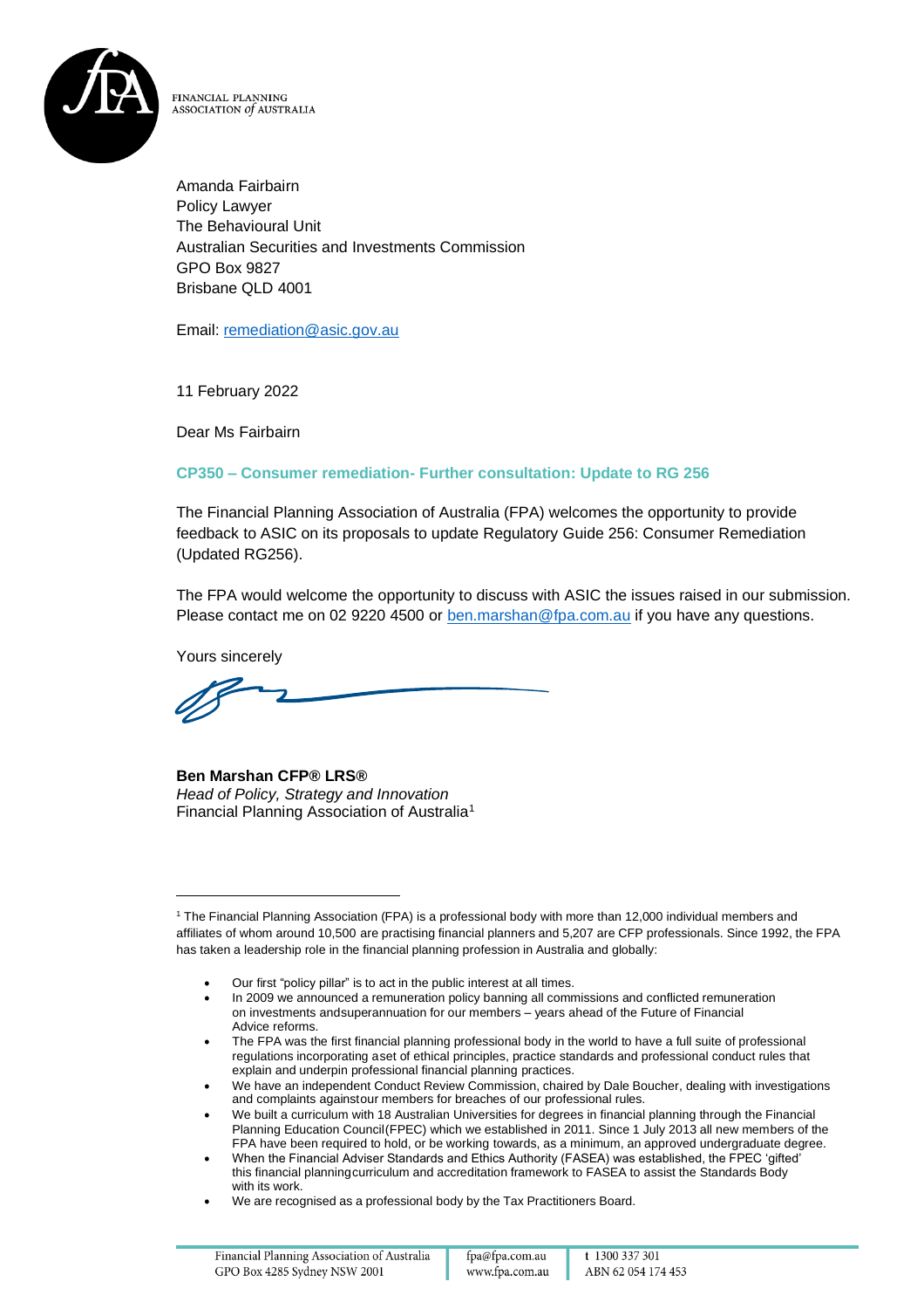FINANCIAL PLANNING ASSOCIATION *of* AUSTRALIA

Amanda Fairbairn
Policy Lawyer
The Behavioural Unit
Australian Securities and Investments Commission
GPO Box 9827
Brisbane QLD 4001

Email: remediation@asic.gov.au

11 February 2022

Dear Ms Fairbairn

**CP350 – Consumer remediation- Further consultation: Update to RG 256**

The Financial Planning Association of Australia (FPA) welcomes the opportunity to provide feedback to ASIC on its proposals to update Regulatory Guide 256: Consumer Remediation (Updated RG256).

The FPA would welcome the opportunity to discuss with ASIC the issues raised in our submission. Please contact me on 02 9220 4500 or ben.marshan@fpa.com.au if you have any questions.

Yours sincerely

**Ben Marshan CFP® LRS®**
*Head of Policy, Strategy and Innovation*
Financial Planning Association of Australia[1]

---

[1] The Financial Planning Association (FPA) is a professional body with more than 12,000 individual members and affiliates of whom around 10,500 are practising financial planners and 5,207 are CFP professionals. Since 1992, the FPA has taken a leadership role in the financial planning profession in Australia and globally:

- Our first "policy pillar" is to act in the public interest at all times.
- In 2009 we announced a remuneration policy banning all commissions and conflicted remuneration on investments andsuperannuation for our members – years ahead of the Future of Financial Advice reforms.
- The FPA was the first financial planning professional body in the world to have a full suite of professional regulations incorporating aset of ethical principles, practice standards and professional conduct rules that explain and underpin professional financial planning practices.
- We have an independent Conduct Review Commission, chaired by Dale Boucher, dealing with investigations and complaints againstour members for breaches of our professional rules.
- We built a curriculum with 18 Australian Universities for degrees in financial planning through the Financial Planning Education Council(FPEC) which we established in 2011. Since 1 July 2013 all new members of the FPA have been required to hold, or be working towards, as a minimum, an approved undergraduate degree.
- When the Financial Adviser Standards and Ethics Authority (FASEA) was established, the FPEC 'gifted' this financial planningcurriculum and accreditation framework to FASEA to assist the Standards Body with its work.
- We are recognised as a professional body by the Tax Practitioners Board.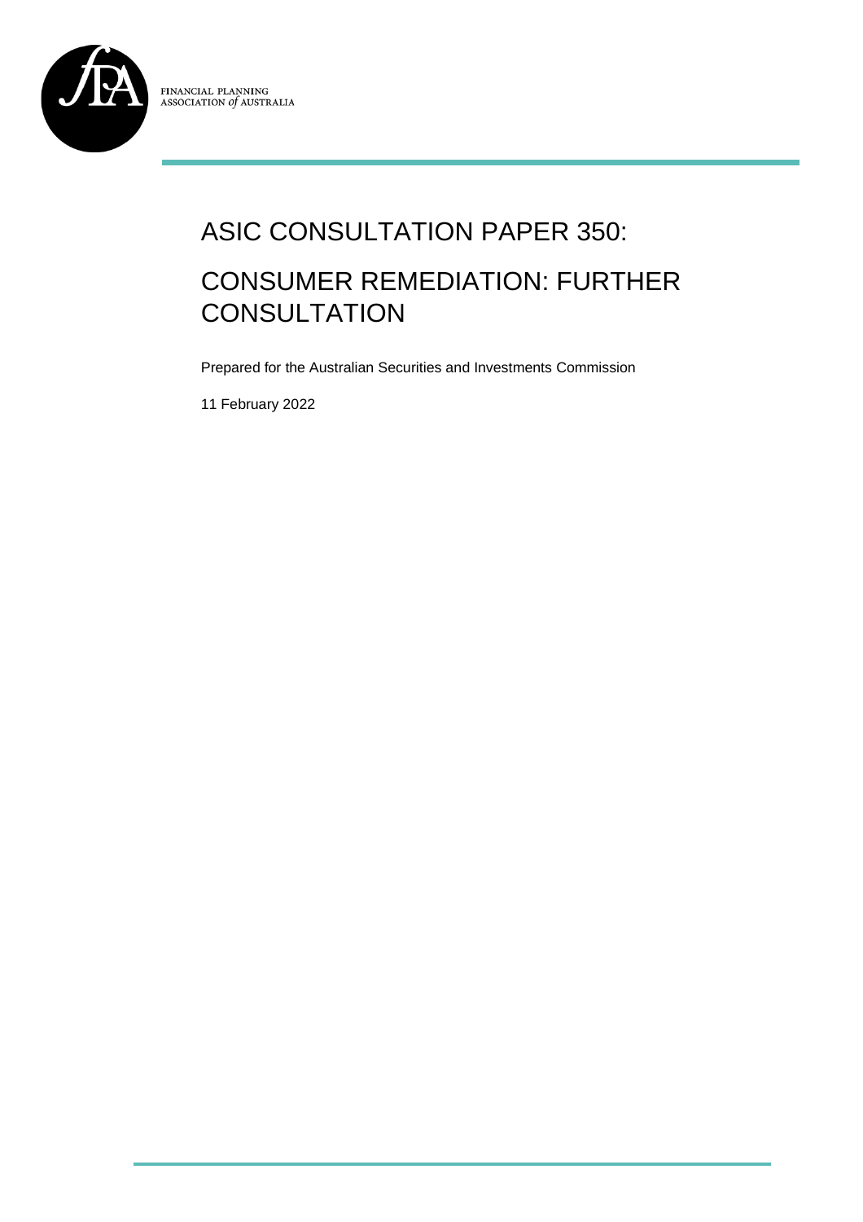FINANCIAL PLANNING ASSOCIATION *of* AUSTRALIA

# ASIC CONSULTATION PAPER 350:

# CONSUMER REMEDIATION: FURTHER CONSULTATION

Prepared for the Australian Securities and Investments Commission

11 February 2022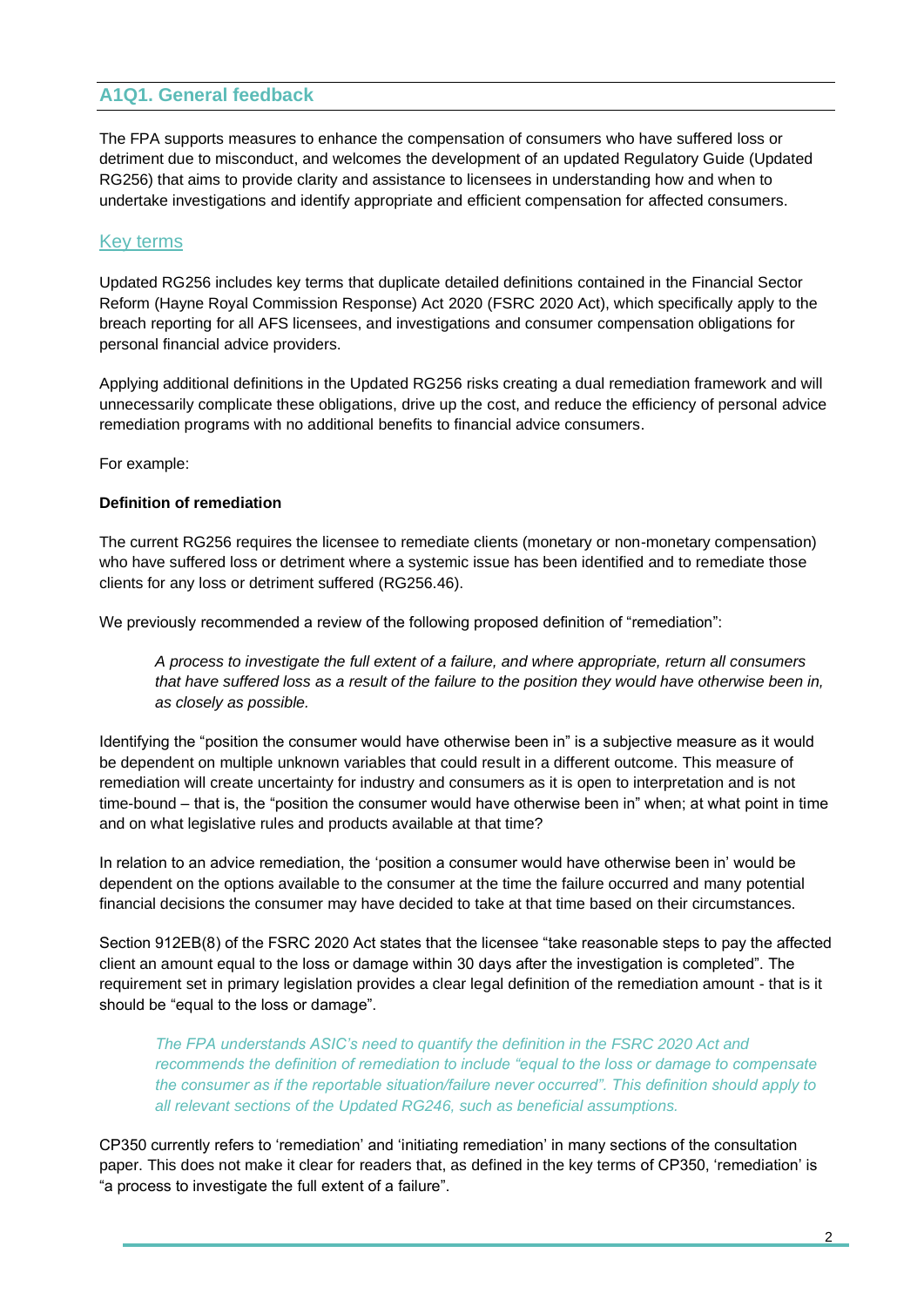## A1Q1. General feedback

The FPA supports measures to enhance the compensation of consumers who have suffered loss or detriment due to misconduct, and welcomes the development of an updated Regulatory Guide (Updated RG256) that aims to provide clarity and assistance to licensees in understanding how and when to undertake investigations and identify appropriate and efficient compensation for affected consumers.

### Key terms

Updated RG256 includes key terms that duplicate detailed definitions contained in the Financial Sector Reform (Hayne Royal Commission Response) Act 2020 (FSRC 2020 Act), which specifically apply to the breach reporting for all AFS licensees, and investigations and consumer compensation obligations for personal financial advice providers.

Applying additional definitions in the Updated RG256 risks creating a dual remediation framework and will unnecessarily complicate these obligations, drive up the cost, and reduce the efficiency of personal advice remediation programs with no additional benefits to financial advice consumers.

For example:

**Definition of remediation**

The current RG256 requires the licensee to remediate clients (monetary or non-monetary compensation) who have suffered loss or detriment where a systemic issue has been identified and to remediate those clients for any loss or detriment suffered (RG256.46).

We previously recommended a review of the following proposed definition of "remediation":

> *A process to investigate the full extent of a failure, and where appropriate, return all consumers that have suffered loss as a result of the failure to the position they would have otherwise been in, as closely as possible.*

Identifying the "position the consumer would have otherwise been in" is a subjective measure as it would be dependent on multiple unknown variables that could result in a different outcome. This measure of remediation will create uncertainty for industry and consumers as it is open to interpretation and is not time-bound – that is, the "position the consumer would have otherwise been in" when; at what point in time and on what legislative rules and products available at that time?

In relation to an advice remediation, the 'position a consumer would have otherwise been in' would be dependent on the options available to the consumer at the time the failure occurred and many potential financial decisions the consumer may have decided to take at that time based on their circumstances.

Section 912EB(8) of the FSRC 2020 Act states that the licensee "take reasonable steps to pay the affected client an amount equal to the loss or damage within 30 days after the investigation is completed". The requirement set in primary legislation provides a clear legal definition of the remediation amount - that is it should be "equal to the loss or damage".

> *The FPA understands ASIC's need to quantify the definition in the FSRC 2020 Act and recommends the definition of remediation to include "equal to the loss or damage to compensate the consumer as if the reportable situation/failure never occurred". This definition should apply to all relevant sections of the Updated RG246, such as beneficial assumptions.*

CP350 currently refers to 'remediation' and 'initiating remediation' in many sections of the consultation paper. This does not make it clear for readers that, as defined in the key terms of CP350, 'remediation' is "a process to investigate the full extent of a failure".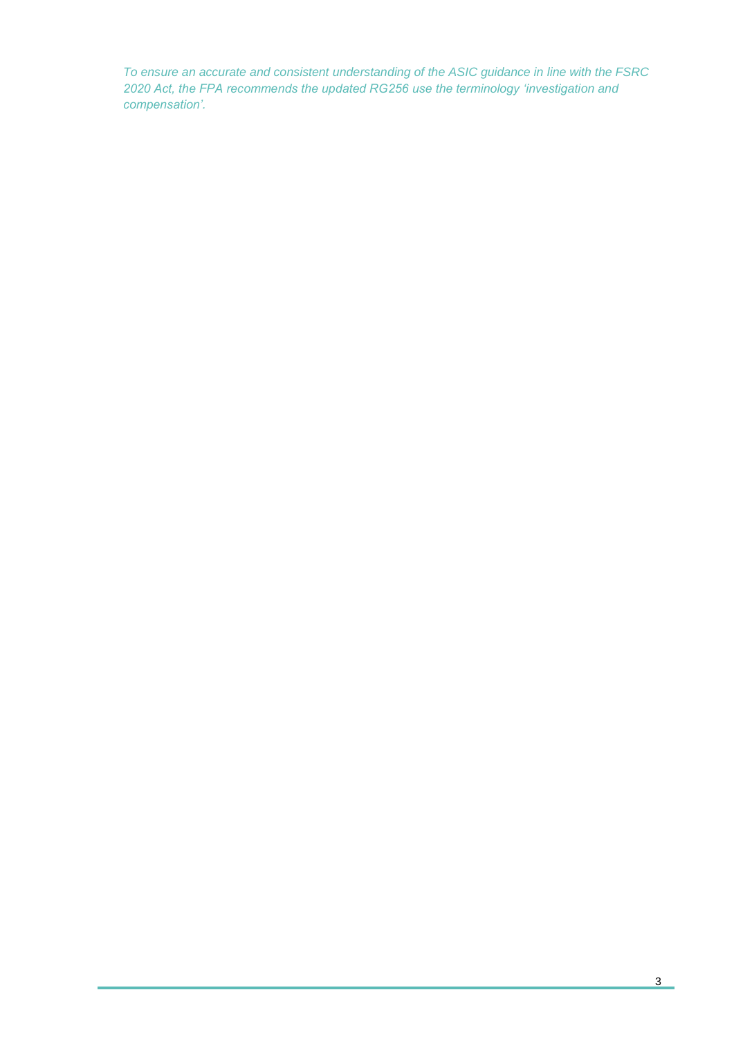*To ensure an accurate and consistent understanding of the ASIC guidance in line with the FSRC 2020 Act, the FPA recommends the updated RG256 use the terminology 'investigation and compensation'.*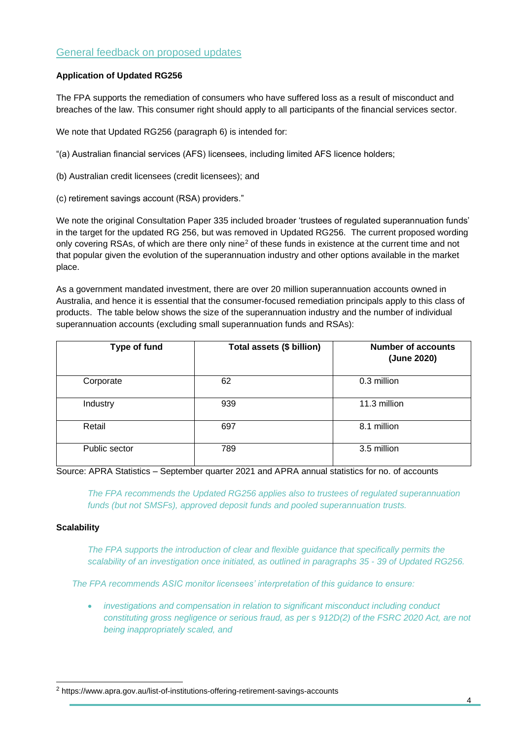## General feedback on proposed updates

**Application of Updated RG256**

The FPA supports the remediation of consumers who have suffered loss as a result of misconduct and breaches of the law. This consumer right should apply to all participants of the financial services sector.

We note that Updated RG256 (paragraph 6) is intended for:

"(a) Australian financial services (AFS) licensees, including limited AFS licence holders;

(b) Australian credit licensees (credit licensees); and

(c) retirement savings account (RSA) providers."

We note the original Consultation Paper 335 included broader 'trustees of regulated superannuation funds' in the target for the updated RG 256, but was removed in Updated RG256. The current proposed wording only covering RSAs, of which are there only nine[2] of these funds in existence at the current time and not that popular given the evolution of the superannuation industry and other options available in the market place.

As a government mandated investment, there are over 20 million superannuation accounts owned in Australia, and hence it is essential that the consumer-focused remediation principals apply to this class of products. The table below shows the size of the superannuation industry and the number of individual superannuation accounts (excluding small superannuation funds and RSAs):

| Type of fund | Total assets ($ billion) | Number of accounts (June 2020) |
|---|---|---|
| Corporate | 62 | 0.3 million |
| Industry | 939 | 11.3 million |
| Retail | 697 | 8.1 million |
| Public sector | 789 | 3.5 million |

Source: APRA Statistics – September quarter 2021 and APRA annual statistics for no. of accounts

*The FPA recommends the Updated RG256 applies also to trustees of regulated superannuation funds (but not SMSFs), approved deposit funds and pooled superannuation trusts.*

**Scalability**

*The FPA supports the introduction of clear and flexible guidance that specifically permits the scalability of an investigation once initiated, as outlined in paragraphs 35 - 39 of Updated RG256.*

*The FPA recommends ASIC monitor licensees' interpretation of this guidance to ensure:*

- *investigations and compensation in relation to significant misconduct including conduct constituting gross negligence or serious fraud, as per s 912D(2) of the FSRC 2020 Act, are not being inappropriately scaled, and*

[2] https://www.apra.gov.au/list-of-institutions-offering-retirement-savings-accounts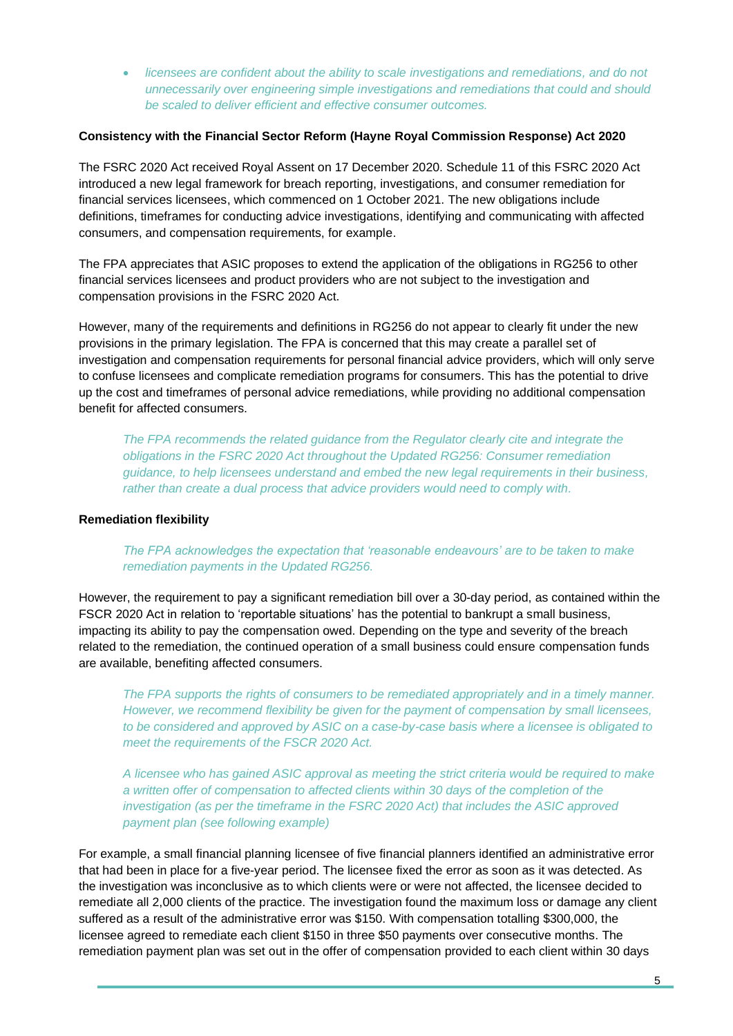- *licensees are confident about the ability to scale investigations and remediations, and do not unnecessarily over engineering simple investigations and remediations that could and should be scaled to deliver efficient and effective consumer outcomes.*

**Consistency with the Financial Sector Reform (Hayne Royal Commission Response) Act 2020**

The FSRC 2020 Act received Royal Assent on 17 December 2020. Schedule 11 of this FSRC 2020 Act introduced a new legal framework for breach reporting, investigations, and consumer remediation for financial services licensees, which commenced on 1 October 2021. The new obligations include definitions, timeframes for conducting advice investigations, identifying and communicating with affected consumers, and compensation requirements, for example.

The FPA appreciates that ASIC proposes to extend the application of the obligations in RG256 to other financial services licensees and product providers who are not subject to the investigation and compensation provisions in the FSRC 2020 Act.

However, many of the requirements and definitions in RG256 do not appear to clearly fit under the new provisions in the primary legislation. The FPA is concerned that this may create a parallel set of investigation and compensation requirements for personal financial advice providers, which will only serve to confuse licensees and complicate remediation programs for consumers. This has the potential to drive up the cost and timeframes of personal advice remediations, while providing no additional compensation benefit for affected consumers.

> *The FPA recommends the related guidance from the Regulator clearly cite and integrate the obligations in the FSRC 2020 Act throughout the Updated RG256: Consumer remediation guidance, to help licensees understand and embed the new legal requirements in their business, rather than create a dual process that advice providers would need to comply with.*

**Remediation flexibility**

> *The FPA acknowledges the expectation that 'reasonable endeavours' are to be taken to make remediation payments in the Updated RG256.*

However, the requirement to pay a significant remediation bill over a 30-day period, as contained within the FSCR 2020 Act in relation to 'reportable situations' has the potential to bankrupt a small business, impacting its ability to pay the compensation owed. Depending on the type and severity of the breach related to the remediation, the continued operation of a small business could ensure compensation funds are available, benefiting affected consumers.

> *The FPA supports the rights of consumers to be remediated appropriately and in a timely manner. However, we recommend flexibility be given for the payment of compensation by small licensees, to be considered and approved by ASIC on a case-by-case basis where a licensee is obligated to meet the requirements of the FSCR 2020 Act.*
>
> *A licensee who has gained ASIC approval as meeting the strict criteria would be required to make a written offer of compensation to affected clients within 30 days of the completion of the investigation (as per the timeframe in the FSRC 2020 Act) that includes the ASIC approved payment plan (see following example)*

For example, a small financial planning licensee of five financial planners identified an administrative error that had been in place for a five-year period. The licensee fixed the error as soon as it was detected. As the investigation was inconclusive as to which clients were or were not affected, the licensee decided to remediate all 2,000 clients of the practice. The investigation found the maximum loss or damage any client suffered as a result of the administrative error was $150. With compensation totalling $300,000, the licensee agreed to remediate each client $150 in three $50 payments over consecutive months. The remediation payment plan was set out in the offer of compensation provided to each client within 30 days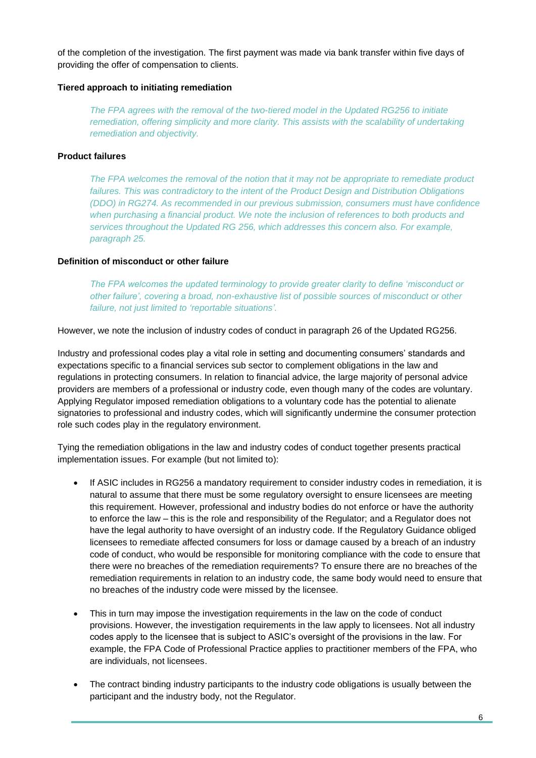of the completion of the investigation. The first payment was made via bank transfer within five days of providing the offer of compensation to clients.

**Tiered approach to initiating remediation**

> *The FPA agrees with the removal of the two-tiered model in the Updated RG256 to initiate remediation, offering simplicity and more clarity. This assists with the scalability of undertaking remediation and objectivity.*

**Product failures**

> *The FPA welcomes the removal of the notion that it may not be appropriate to remediate product failures. This was contradictory to the intent of the Product Design and Distribution Obligations (DDO) in RG274. As recommended in our previous submission, consumers must have confidence when purchasing a financial product. We note the inclusion of references to both products and services throughout the Updated RG 256, which addresses this concern also. For example, paragraph 25.*

**Definition of misconduct or other failure**

> *The FPA welcomes the updated terminology to provide greater clarity to define 'misconduct or other failure', covering a broad, non-exhaustive list of possible sources of misconduct or other failure, not just limited to 'reportable situations'.*

However, we note the inclusion of industry codes of conduct in paragraph 26 of the Updated RG256.

Industry and professional codes play a vital role in setting and documenting consumers' standards and expectations specific to a financial services sub sector to complement obligations in the law and regulations in protecting consumers. In relation to financial advice, the large majority of personal advice providers are members of a professional or industry code, even though many of the codes are voluntary. Applying Regulator imposed remediation obligations to a voluntary code has the potential to alienate signatories to professional and industry codes, which will significantly undermine the consumer protection role such codes play in the regulatory environment.

Tying the remediation obligations in the law and industry codes of conduct together presents practical implementation issues. For example (but not limited to):

- If ASIC includes in RG256 a mandatory requirement to consider industry codes in remediation, it is natural to assume that there must be some regulatory oversight to ensure licensees are meeting this requirement. However, professional and industry bodies do not enforce or have the authority to enforce the law – this is the role and responsibility of the Regulator; and a Regulator does not have the legal authority to have oversight of an industry code. If the Regulatory Guidance obliged licensees to remediate affected consumers for loss or damage caused by a breach of an industry code of conduct, who would be responsible for monitoring compliance with the code to ensure that there were no breaches of the remediation requirements? To ensure there are no breaches of the remediation requirements in relation to an industry code, the same body would need to ensure that no breaches of the industry code were missed by the licensee.
- This in turn may impose the investigation requirements in the law on the code of conduct provisions. However, the investigation requirements in the law apply to licensees. Not all industry codes apply to the licensee that is subject to ASIC's oversight of the provisions in the law. For example, the FPA Code of Professional Practice applies to practitioner members of the FPA, who are individuals, not licensees.
- The contract binding industry participants to the industry code obligations is usually between the participant and the industry body, not the Regulator.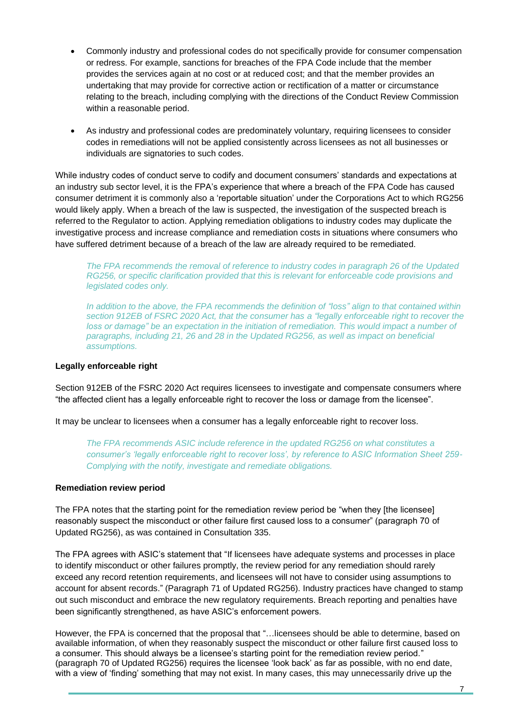- Commonly industry and professional codes do not specifically provide for consumer compensation or redress. For example, sanctions for breaches of the FPA Code include that the member provides the services again at no cost or at reduced cost; and that the member provides an undertaking that may provide for corrective action or rectification of a matter or circumstance relating to the breach, including complying with the directions of the Conduct Review Commission within a reasonable period.
- As industry and professional codes are predominately voluntary, requiring licensees to consider codes in remediations will not be applied consistently across licensees as not all businesses or individuals are signatories to such codes.

While industry codes of conduct serve to codify and document consumers' standards and expectations at an industry sub sector level, it is the FPA's experience that where a breach of the FPA Code has caused consumer detriment it is commonly also a 'reportable situation' under the Corporations Act to which RG256 would likely apply. When a breach of the law is suspected, the investigation of the suspected breach is referred to the Regulator to action. Applying remediation obligations to industry codes may duplicate the investigative process and increase compliance and remediation costs in situations where consumers who have suffered detriment because of a breach of the law are already required to be remediated.

> *The FPA recommends the removal of reference to industry codes in paragraph 26 of the Updated RG256, or specific clarification provided that this is relevant for enforceable code provisions and legislated codes only.*
>
> *In addition to the above, the FPA recommends the definition of "loss" align to that contained within section 912EB of FSRC 2020 Act, that the consumer has a "legally enforceable right to recover the loss or damage" be an expectation in the initiation of remediation. This would impact a number of paragraphs, including 21, 26 and 28 in the Updated RG256, as well as impact on beneficial assumptions.*

**Legally enforceable right**

Section 912EB of the FSRC 2020 Act requires licensees to investigate and compensate consumers where "the affected client has a legally enforceable right to recover the loss or damage from the licensee".

It may be unclear to licensees when a consumer has a legally enforceable right to recover loss.

> *The FPA recommends ASIC include reference in the updated RG256 on what constitutes a consumer's 'legally enforceable right to recover loss', by reference to ASIC Information Sheet 259- Complying with the notify, investigate and remediate obligations.*

**Remediation review period**

The FPA notes that the starting point for the remediation review period be "when they [the licensee] reasonably suspect the misconduct or other failure first caused loss to a consumer" (paragraph 70 of Updated RG256), as was contained in Consultation 335.

The FPA agrees with ASIC's statement that "If licensees have adequate systems and processes in place to identify misconduct or other failures promptly, the review period for any remediation should rarely exceed any record retention requirements, and licensees will not have to consider using assumptions to account for absent records." (Paragraph 71 of Updated RG256). Industry practices have changed to stamp out such misconduct and embrace the new regulatory requirements. Breach reporting and penalties have been significantly strengthened, as have ASIC's enforcement powers.

However, the FPA is concerned that the proposal that "…licensees should be able to determine, based on available information, of when they reasonably suspect the misconduct or other failure first caused loss to a consumer. This should always be a licensee's starting point for the remediation review period." (paragraph 70 of Updated RG256) requires the licensee 'look back' as far as possible, with no end date, with a view of 'finding' something that may not exist. In many cases, this may unnecessarily drive up the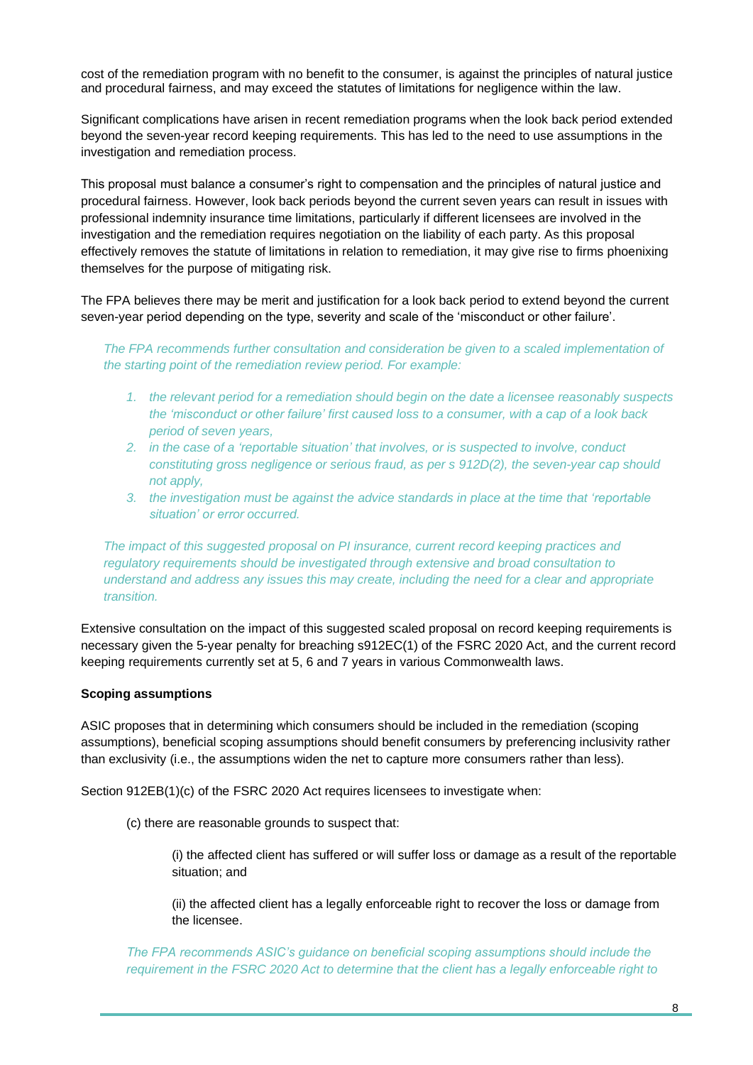cost of the remediation program with no benefit to the consumer, is against the principles of natural justice and procedural fairness, and may exceed the statutes of limitations for negligence within the law.

Significant complications have arisen in recent remediation programs when the look back period extended beyond the seven-year record keeping requirements. This has led to the need to use assumptions in the investigation and remediation process.

This proposal must balance a consumer's right to compensation and the principles of natural justice and procedural fairness. However, look back periods beyond the current seven years can result in issues with professional indemnity insurance time limitations, particularly if different licensees are involved in the investigation and the remediation requires negotiation on the liability of each party. As this proposal effectively removes the statute of limitations in relation to remediation, it may give rise to firms phoenixing themselves for the purpose of mitigating risk.

The FPA believes there may be merit and justification for a look back period to extend beyond the current seven-year period depending on the type, severity and scale of the 'misconduct or other failure'.

> *The FPA recommends further consultation and consideration be given to a scaled implementation of the starting point of the remediation review period. For example:*
>
> 1. *the relevant period for a remediation should begin on the date a licensee reasonably suspects the 'misconduct or other failure' first caused loss to a consumer, with a cap of a look back period of seven years,*
> 2. *in the case of a 'reportable situation' that involves, or is suspected to involve, conduct constituting gross negligence or serious fraud, as per s 912D(2), the seven-year cap should not apply,*
> 3. *the investigation must be against the advice standards in place at the time that 'reportable situation' or error occurred.*
>
> *The impact of this suggested proposal on PI insurance, current record keeping practices and regulatory requirements should be investigated through extensive and broad consultation to understand and address any issues this may create, including the need for a clear and appropriate transition.*

Extensive consultation on the impact of this suggested scaled proposal on record keeping requirements is necessary given the 5-year penalty for breaching s912EC(1) of the FSRC 2020 Act, and the current record keeping requirements currently set at 5, 6 and 7 years in various Commonwealth laws.

**Scoping assumptions**

ASIC proposes that in determining which consumers should be included in the remediation (scoping assumptions), beneficial scoping assumptions should benefit consumers by preferencing inclusivity rather than exclusivity (i.e., the assumptions widen the net to capture more consumers rather than less).

Section 912EB(1)(c) of the FSRC 2020 Act requires licensees to investigate when:

> (c) there are reasonable grounds to suspect that:
>
> > (i) the affected client has suffered or will suffer loss or damage as a result of the reportable situation; and
> >
> > (ii) the affected client has a legally enforceable right to recover the loss or damage from the licensee.

> *The FPA recommends ASIC's guidance on beneficial scoping assumptions should include the requirement in the FSRC 2020 Act to determine that the client has a legally enforceable right to*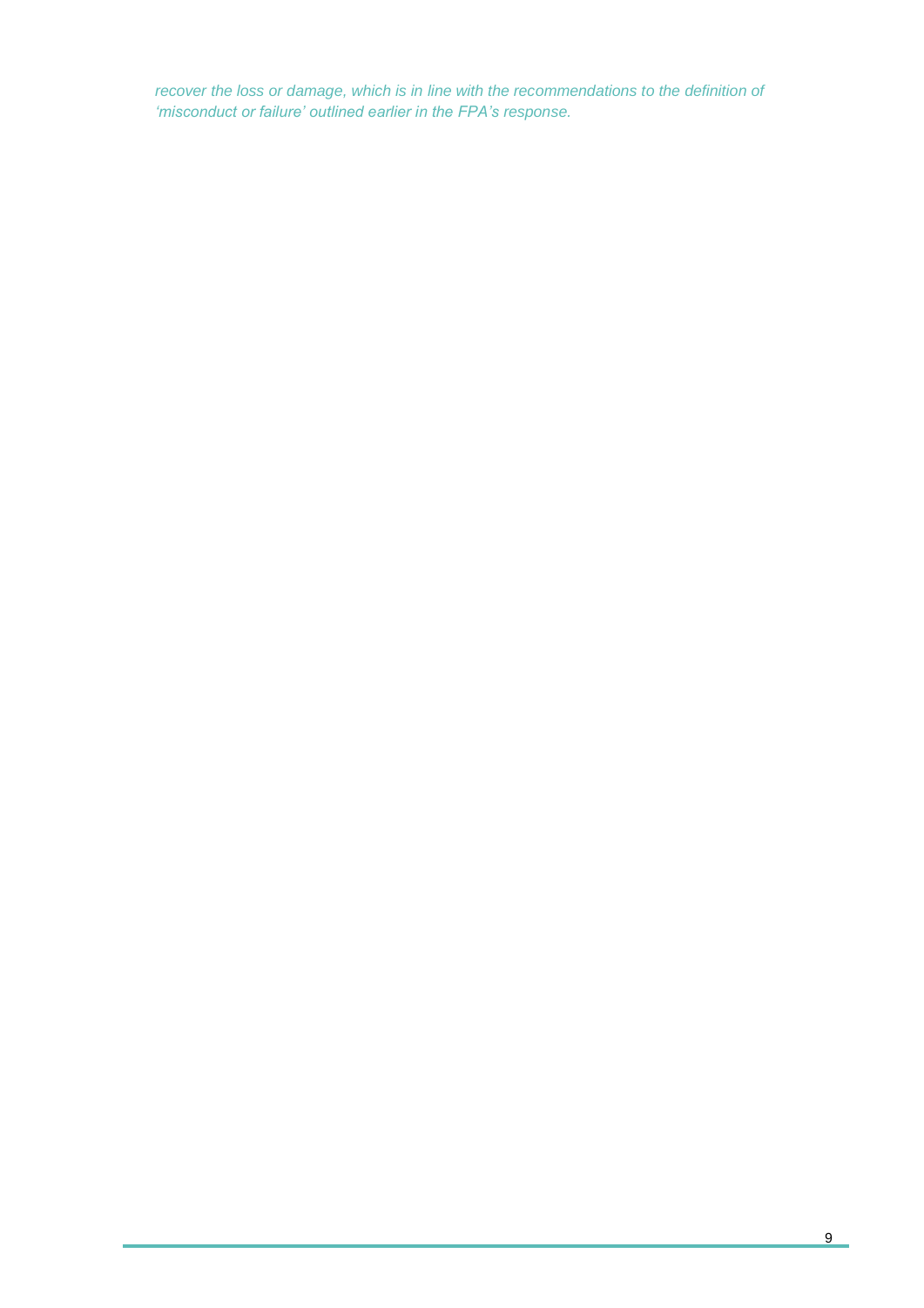*recover the loss or damage, which is in line with the recommendations to the definition of 'misconduct or failure' outlined earlier in the FPA's response.*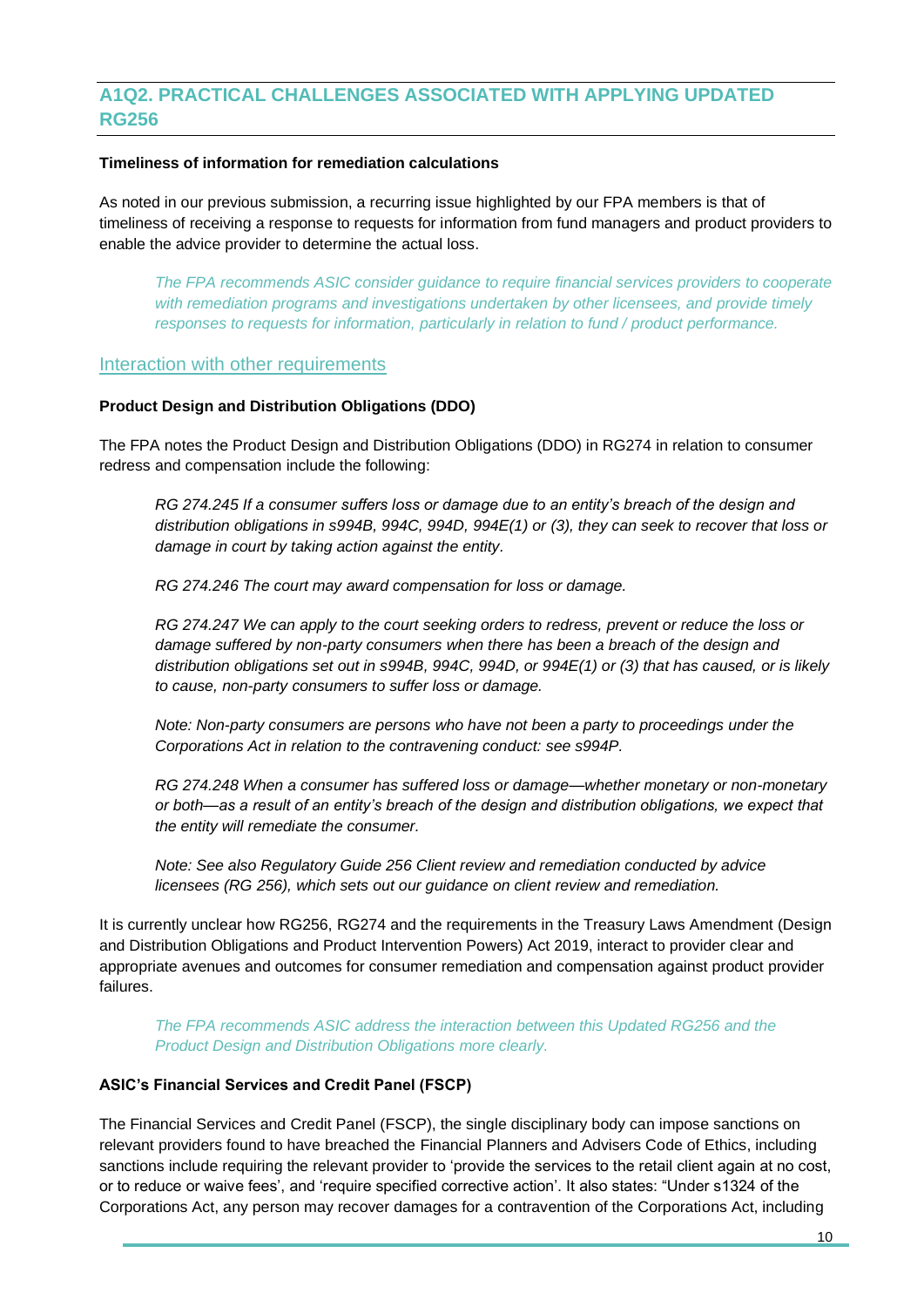## A1Q2. PRACTICAL CHALLENGES ASSOCIATED WITH APPLYING UPDATED RG256

**Timeliness of information for remediation calculations**

As noted in our previous submission, a recurring issue highlighted by our FPA members is that of timeliness of receiving a response to requests for information from fund managers and product providers to enable the advice provider to determine the actual loss.

> *The FPA recommends ASIC consider guidance to require financial services providers to cooperate with remediation programs and investigations undertaken by other licensees, and provide timely responses to requests for information, particularly in relation to fund / product performance.*

### Interaction with other requirements

**Product Design and Distribution Obligations (DDO)**

The FPA notes the Product Design and Distribution Obligations (DDO) in RG274 in relation to consumer redress and compensation include the following:

> *RG 274.245 If a consumer suffers loss or damage due to an entity's breach of the design and distribution obligations in s994B, 994C, 994D, 994E(1) or (3), they can seek to recover that loss or damage in court by taking action against the entity.*
>
> *RG 274.246 The court may award compensation for loss or damage.*
>
> *RG 274.247 We can apply to the court seeking orders to redress, prevent or reduce the loss or damage suffered by non-party consumers when there has been a breach of the design and distribution obligations set out in s994B, 994C, 994D, or 994E(1) or (3) that has caused, or is likely to cause, non-party consumers to suffer loss or damage.*
>
> *Note: Non-party consumers are persons who have not been a party to proceedings under the Corporations Act in relation to the contravening conduct: see s994P.*
>
> *RG 274.248 When a consumer has suffered loss or damage—whether monetary or non-monetary or both—as a result of an entity's breach of the design and distribution obligations, we expect that the entity will remediate the consumer.*
>
> *Note: See also Regulatory Guide 256 Client review and remediation conducted by advice licensees (RG 256), which sets out our guidance on client review and remediation.*

It is currently unclear how RG256, RG274 and the requirements in the Treasury Laws Amendment (Design and Distribution Obligations and Product Intervention Powers) Act 2019, interact to provider clear and appropriate avenues and outcomes for consumer remediation and compensation against product provider failures.

> *The FPA recommends ASIC address the interaction between this Updated RG256 and the Product Design and Distribution Obligations more clearly.*

**ASIC's Financial Services and Credit Panel (FSCP)**

The Financial Services and Credit Panel (FSCP), the single disciplinary body can impose sanctions on relevant providers found to have breached the Financial Planners and Advisers Code of Ethics, including sanctions include requiring the relevant provider to 'provide the services to the retail client again at no cost, or to reduce or waive fees', and 'require specified corrective action'. It also states: "Under s1324 of the Corporations Act, any person may recover damages for a contravention of the Corporations Act, including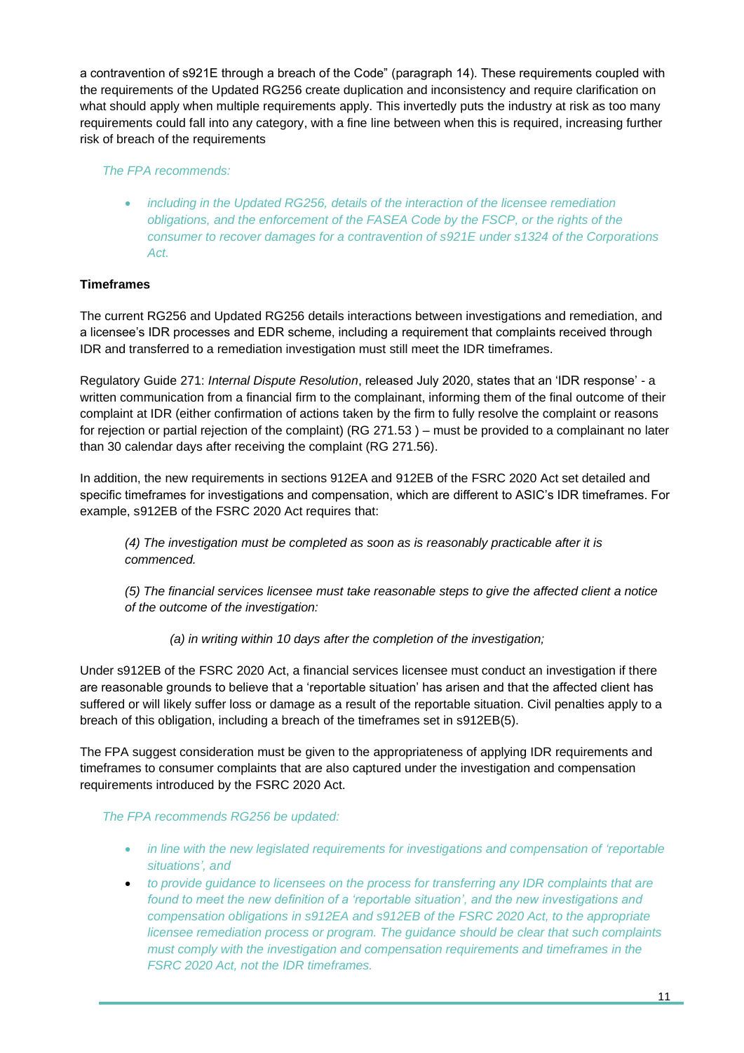a contravention of s921E through a breach of the Code" (paragraph 14). These requirements coupled with the requirements of the Updated RG256 create duplication and inconsistency and require clarification on what should apply when multiple requirements apply. This invertedly puts the industry at risk as too many requirements could fall into any category, with a fine line between when this is required, increasing further risk of breach of the requirements

*The FPA recommends:*

- *including in the Updated RG256, details of the interaction of the licensee remediation obligations, and the enforcement of the FASEA Code by the FSCP, or the rights of the consumer to recover damages for a contravention of s921E under s1324 of the Corporations Act.*

**Timeframes**

The current RG256 and Updated RG256 details interactions between investigations and remediation, and a licensee's IDR processes and EDR scheme, including a requirement that complaints received through IDR and transferred to a remediation investigation must still meet the IDR timeframes.

Regulatory Guide 271: *Internal Dispute Resolution*, released July 2020, states that an 'IDR response' - a written communication from a financial firm to the complainant, informing them of the final outcome of their complaint at IDR (either confirmation of actions taken by the firm to fully resolve the complaint or reasons for rejection or partial rejection of the complaint) (RG 271.53 ) – must be provided to a complainant no later than 30 calendar days after receiving the complaint (RG 271.56).

In addition, the new requirements in sections 912EA and 912EB of the FSRC 2020 Act set detailed and specific timeframes for investigations and compensation, which are different to ASIC's IDR timeframes. For example, s912EB of the FSRC 2020 Act requires that:

> *(4) The investigation must be completed as soon as is reasonably practicable after it is commenced.*
>
> *(5) The financial services licensee must take reasonable steps to give the affected client a notice of the outcome of the investigation:*
>
> > *(a) in writing within 10 days after the completion of the investigation;*

Under s912EB of the FSRC 2020 Act, a financial services licensee must conduct an investigation if there are reasonable grounds to believe that a 'reportable situation' has arisen and that the affected client has suffered or will likely suffer loss or damage as a result of the reportable situation. Civil penalties apply to a breach of this obligation, including a breach of the timeframes set in s912EB(5).

The FPA suggest consideration must be given to the appropriateness of applying IDR requirements and timeframes to consumer complaints that are also captured under the investigation and compensation requirements introduced by the FSRC 2020 Act.

*The FPA recommends RG256 be updated:*

- *in line with the new legislated requirements for investigations and compensation of 'reportable situations', and*
- *to provide guidance to licensees on the process for transferring any IDR complaints that are found to meet the new definition of a 'reportable situation', and the new investigations and compensation obligations in s912EA and s912EB of the FSRC 2020 Act, to the appropriate licensee remediation process or program. The guidance should be clear that such complaints must comply with the investigation and compensation requirements and timeframes in the FSRC 2020 Act, not the IDR timeframes.*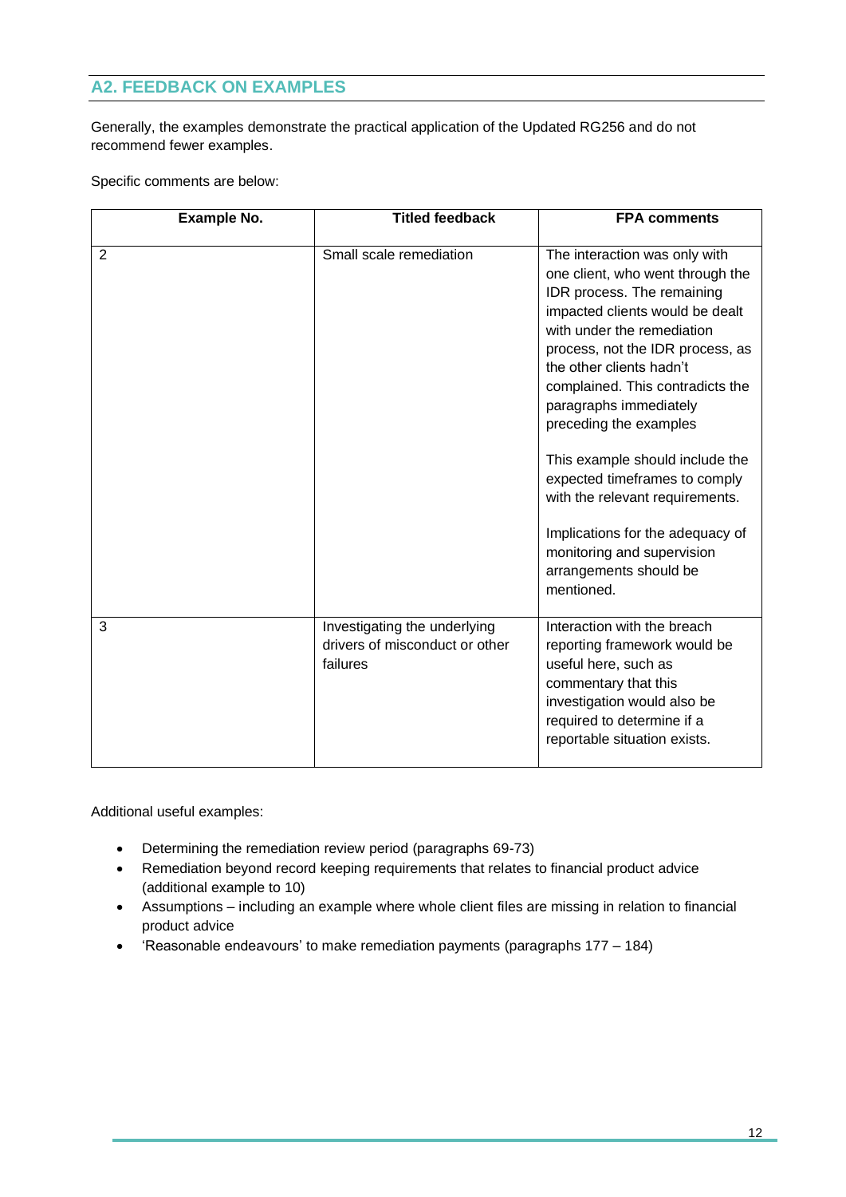## A2. FEEDBACK ON EXAMPLES

Generally, the examples demonstrate the practical application of the Updated RG256 and do not recommend fewer examples.

Specific comments are below:

| Example No. | Titled feedback | FPA comments |
|---|---|---|
| 2 | Small scale remediation | The interaction was only with one client, who went through the IDR process. The remaining impacted clients would be dealt with under the remediation process, not the IDR process, as the other clients hadn't complained. This contradicts the paragraphs immediately preceding the examples<br><br>This example should include the expected timeframes to comply with the relevant requirements.<br><br>Implications for the adequacy of monitoring and supervision arrangements should be mentioned. |
| 3 | Investigating the underlying drivers of misconduct or other failures | Interaction with the breach reporting framework would be useful here, such as commentary that this investigation would also be required to determine if a reportable situation exists. |

Additional useful examples:

- Determining the remediation review period (paragraphs 69-73)
- Remediation beyond record keeping requirements that relates to financial product advice (additional example to 10)
- Assumptions – including an example where whole client files are missing in relation to financial product advice
- 'Reasonable endeavours' to make remediation payments (paragraphs 177 – 184)